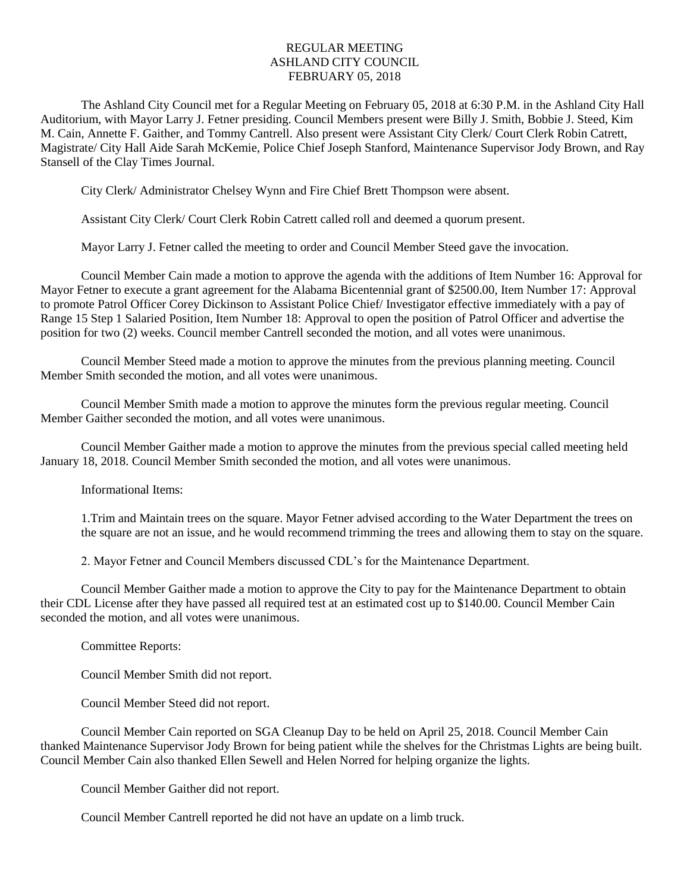# REGULAR MEETING
# ASHLAND CITY COUNCIL
# FEBRUARY 05, 2018

The Ashland City Council met for a Regular Meeting on February 05, 2018 at 6:30 P.M. in the Ashland City Hall Auditorium, with Mayor Larry J. Fetner presiding. Council Members present were Billy J. Smith, Bobbie J. Steed, Kim M. Cain, Annette F. Gaither, and Tommy Cantrell. Also present were Assistant City Clerk/ Court Clerk Robin Catrett, Magistrate/ City Hall Aide Sarah McKemie, Police Chief Joseph Stanford, Maintenance Supervisor Jody Brown, and Ray Stansell of the Clay Times Journal.

City Clerk/ Administrator Chelsey Wynn and Fire Chief Brett Thompson were absent.

Assistant City Clerk/ Court Clerk Robin Catrett called roll and deemed a quorum present.

Mayor Larry J. Fetner called the meeting to order and Council Member Steed gave the invocation.

Council Member Cain made a motion to approve the agenda with the additions of Item Number 16: Approval for Mayor Fetner to execute a grant agreement for the Alabama Bicentennial grant of $2500.00, Item Number 17: Approval to promote Patrol Officer Corey Dickinson to Assistant Police Chief/ Investigator effective immediately with a pay of Range 15 Step 1 Salaried Position, Item Number 18: Approval to open the position of Patrol Officer and advertise the position for two (2) weeks. Council member Cantrell seconded the motion, and all votes were unanimous.

Council Member Steed made a motion to approve the minutes from the previous planning meeting. Council Member Smith seconded the motion, and all votes were unanimous.

Council Member Smith made a motion to approve the minutes form the previous regular meeting. Council Member Gaither seconded the motion, and all votes were unanimous.

Council Member Gaither made a motion to approve the minutes from the previous special called meeting held January 18, 2018. Council Member Smith seconded the motion, and all votes were unanimous.

Informational Items:

1.Trim and Maintain trees on the square. Mayor Fetner advised according to the Water Department the trees on the square are not an issue, and he would recommend trimming the trees and allowing them to stay on the square.

2. Mayor Fetner and Council Members discussed CDL's for the Maintenance Department.

Council Member Gaither made a motion to approve the City to pay for the Maintenance Department to obtain their CDL License after they have passed all required test at an estimated cost up to $140.00. Council Member Cain seconded the motion, and all votes were unanimous.

Committee Reports:

Council Member Smith did not report.

Council Member Steed did not report.

Council Member Cain reported on SGA Cleanup Day to be held on April 25, 2018. Council Member Cain thanked Maintenance Supervisor Jody Brown for being patient while the shelves for the Christmas Lights are being built. Council Member Cain also thanked Ellen Sewell and Helen Norred for helping organize the lights.

Council Member Gaither did not report.

Council Member Cantrell reported he did not have an update on a limb truck.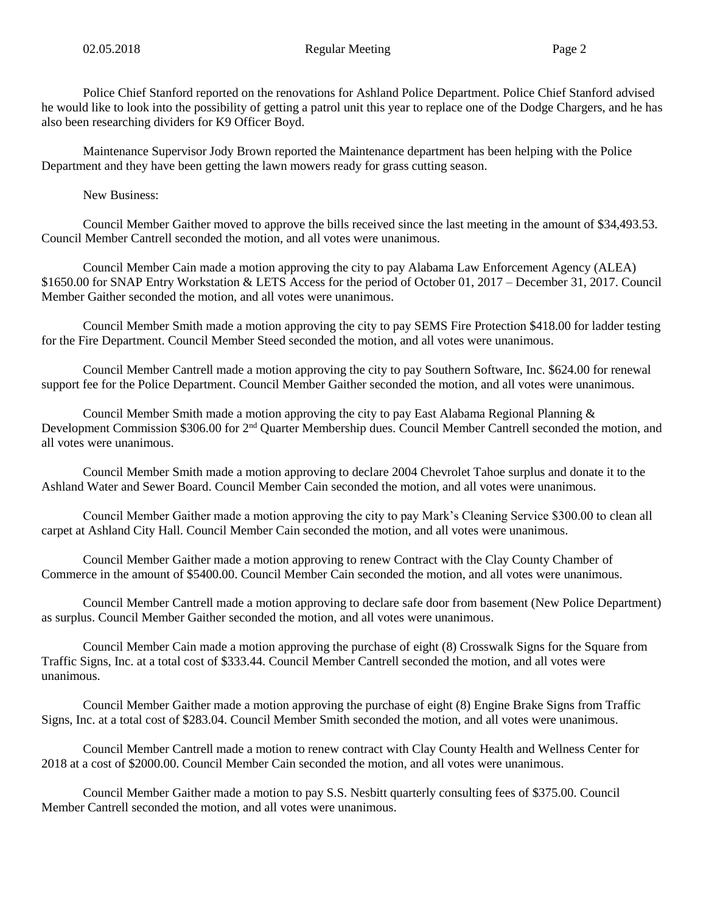Police Chief Stanford reported on the renovations for Ashland Police Department. Police Chief Stanford advised he would like to look into the possibility of getting a patrol unit this year to replace one of the Dodge Chargers, and he has also been researching dividers for K9 Officer Boyd.

Maintenance Supervisor Jody Brown reported the Maintenance department has been helping with the Police Department and they have been getting the lawn mowers ready for grass cutting season.

New Business:

Council Member Gaither moved to approve the bills received since the last meeting in the amount of $34,493.53. Council Member Cantrell seconded the motion, and all votes were unanimous.

Council Member Cain made a motion approving the city to pay Alabama Law Enforcement Agency (ALEA) $1650.00 for SNAP Entry Workstation & LETS Access for the period of October 01, 2017 – December 31, 2017. Council Member Gaither seconded the motion, and all votes were unanimous.

Council Member Smith made a motion approving the city to pay SEMS Fire Protection $418.00 for ladder testing for the Fire Department. Council Member Steed seconded the motion, and all votes were unanimous.

Council Member Cantrell made a motion approving the city to pay Southern Software, Inc. $624.00 for renewal support fee for the Police Department. Council Member Gaither seconded the motion, and all votes were unanimous.

Council Member Smith made a motion approving the city to pay East Alabama Regional Planning & Development Commission $306.00 for 2nd Quarter Membership dues. Council Member Cantrell seconded the motion, and all votes were unanimous.

Council Member Smith made a motion approving to declare 2004 Chevrolet Tahoe surplus and donate it to the Ashland Water and Sewer Board. Council Member Cain seconded the motion, and all votes were unanimous.

Council Member Gaither made a motion approving the city to pay Mark's Cleaning Service $300.00 to clean all carpet at Ashland City Hall. Council Member Cain seconded the motion, and all votes were unanimous.

Council Member Gaither made a motion approving to renew Contract with the Clay County Chamber of Commerce in the amount of $5400.00. Council Member Cain seconded the motion, and all votes were unanimous.

Council Member Cantrell made a motion approving to declare safe door from basement (New Police Department) as surplus. Council Member Gaither seconded the motion, and all votes were unanimous.

Council Member Cain made a motion approving the purchase of eight (8) Crosswalk Signs for the Square from Traffic Signs, Inc. at a total cost of $333.44. Council Member Cantrell seconded the motion, and all votes were unanimous.

Council Member Gaither made a motion approving the purchase of eight (8) Engine Brake Signs from Traffic Signs, Inc. at a total cost of $283.04. Council Member Smith seconded the motion, and all votes were unanimous.

Council Member Cantrell made a motion to renew contract with Clay County Health and Wellness Center for 2018 at a cost of $2000.00. Council Member Cain seconded the motion, and all votes were unanimous.

Council Member Gaither made a motion to pay S.S. Nesbitt quarterly consulting fees of $375.00. Council Member Cantrell seconded the motion, and all votes were unanimous.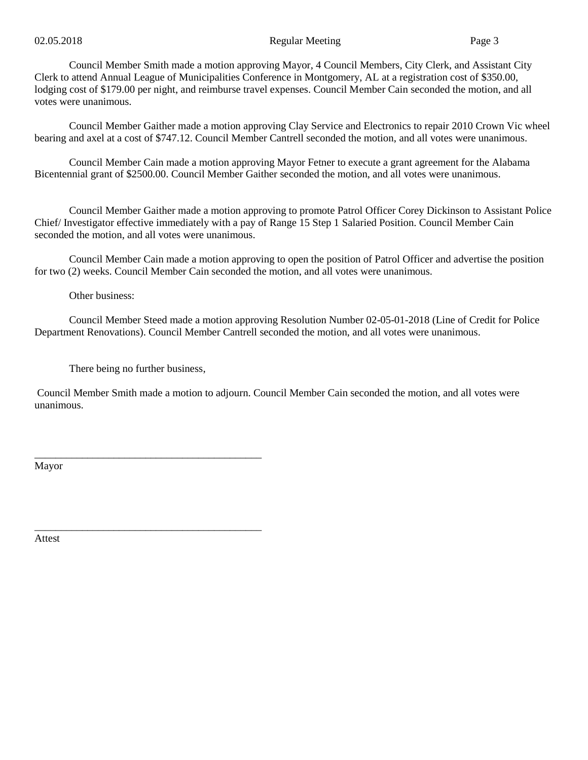Council Member Smith made a motion approving Mayor, 4 Council Members, City Clerk, and Assistant City Clerk to attend Annual League of Municipalities Conference in Montgomery, AL at a registration cost of $350.00, lodging cost of $179.00 per night, and reimburse travel expenses. Council Member Cain seconded the motion, and all votes were unanimous.

Council Member Gaither made a motion approving Clay Service and Electronics to repair 2010 Crown Vic wheel bearing and axel at a cost of $747.12. Council Member Cantrell seconded the motion, and all votes were unanimous.

Council Member Cain made a motion approving Mayor Fetner to execute a grant agreement for the Alabama Bicentennial grant of $2500.00. Council Member Gaither seconded the motion, and all votes were unanimous.

Council Member Gaither made a motion approving to promote Patrol Officer Corey Dickinson to Assistant Police Chief/ Investigator effective immediately with a pay of Range 15 Step 1 Salaried Position. Council Member Cain seconded the motion, and all votes were unanimous.

Council Member Cain made a motion approving to open the position of Patrol Officer and advertise the position for two (2) weeks. Council Member Cain seconded the motion, and all votes were unanimous.

Other business:

Council Member Steed made a motion approving Resolution Number 02-05-01-2018 (Line of Credit for Police Department Renovations). Council Member Cantrell seconded the motion, and all votes were unanimous.

There being no further business,

Council Member Smith made a motion to adjourn. Council Member Cain seconded the motion, and all votes were unanimous.

\_\_\_\_\_\_\_\_\_\_\_\_\_\_\_\_\_\_\_\_\_\_\_\_\_\_\_\_\_\_\_\_\_\_\_\_\_\_\_\_\_\_\_\_

Mayor

\_\_\_\_\_\_\_\_\_\_\_\_\_\_\_\_\_\_\_\_\_\_\_\_\_\_\_\_\_\_\_\_\_\_\_\_\_\_\_\_\_\_\_\_

Attest